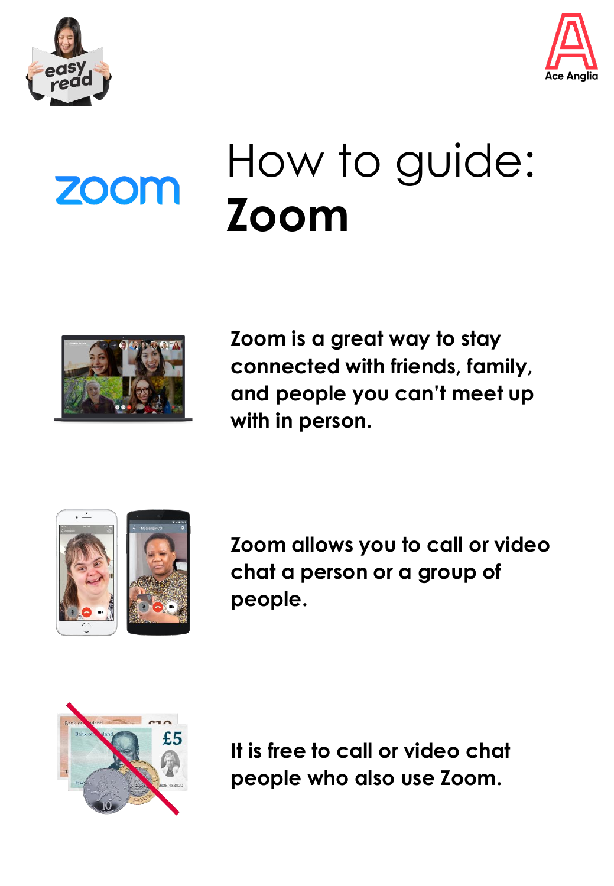# How to guide: **Zoom**

Zoom is a great way to stay connected with friends, family, and people you can't meet up with in person.

Zoom allows you to call or video chat a person or a group of people.

It is free to call or video chat people who also use Zoom.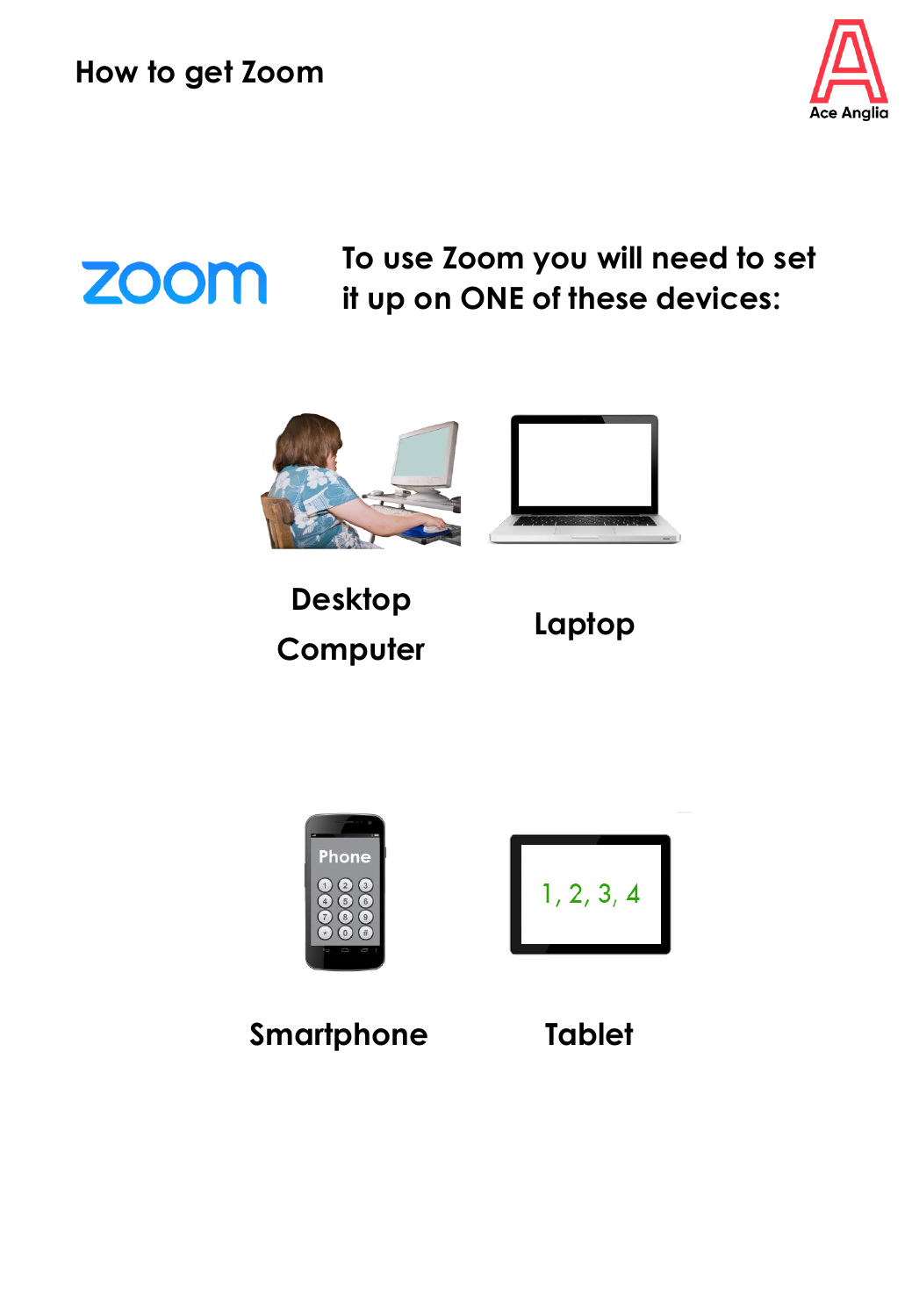# How to get Zoom

zoom

To use Zoom you will need to set it up on ONE of these devices:

Desktop Computer

Laptop

Smartphone

Tablet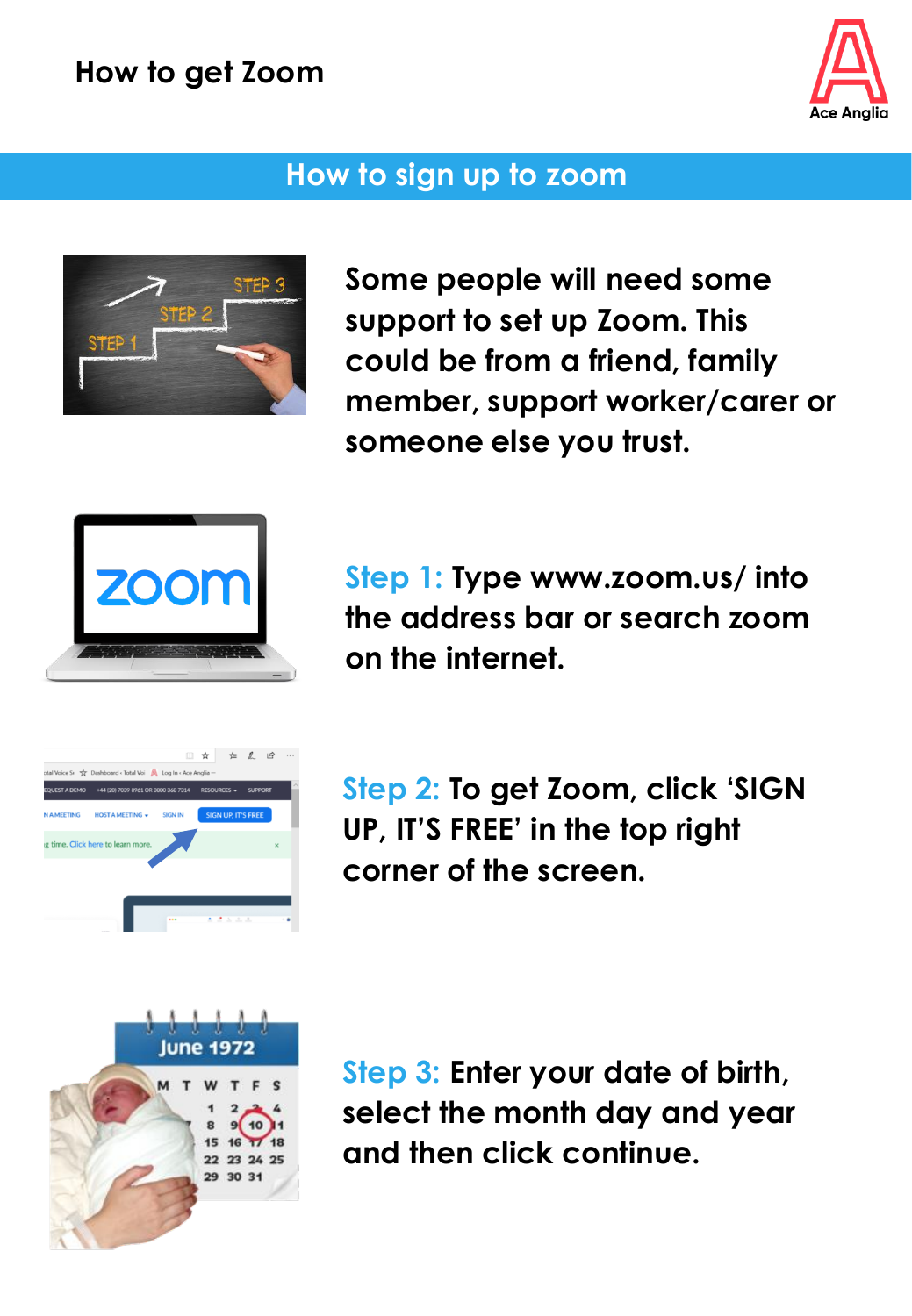# How to get Zoom

## How to sign up to zoom

Some people will need some support to set up Zoom. This could be from a friend, family member, support worker/carer or someone else you trust.

**Step 1:** Type www.zoom.us/ into the address bar or search zoom on the internet.

**Step 2:** To get Zoom, click 'SIGN UP, IT'S FREE' in the top right corner of the screen.

**Step 3:** Enter your date of birth, select the month day and year and then click continue.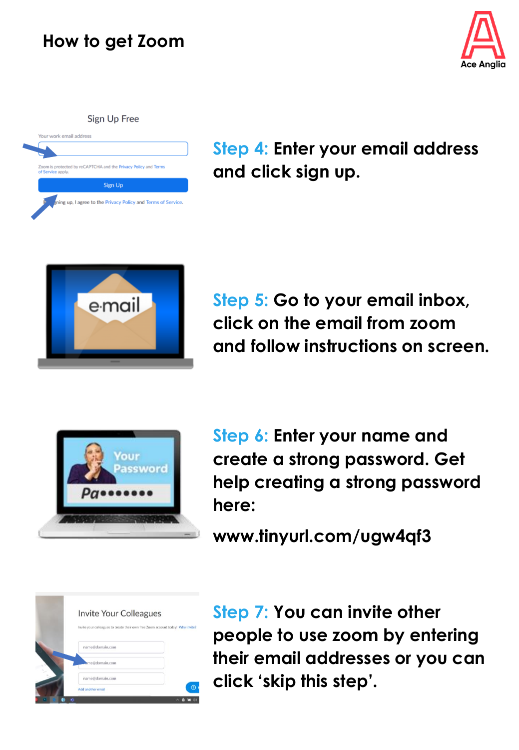# How to get Zoom

Ace Anglia

**Step 4: Enter your email address and click sign up.**

**Step 5: Go to your email inbox, click on the email from zoom and follow instructions on screen.**

**Step 6: Enter your name and create a strong password. Get help creating a strong password here:**

**www.tinyurl.com/ugw4qf3**

**Step 7: You can invite other people to use zoom by entering their email addresses or you can click 'skip this step'.**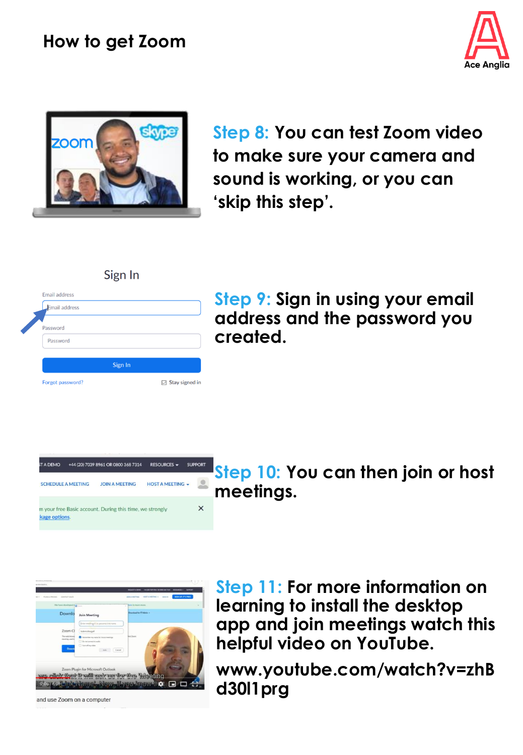# How to get Zoom

**Step 8:** You can test Zoom video to make sure your camera and sound is working, or you can 'skip this step'.

**Step 9:** Sign in using your email address and the password you created.

**Step 10:** You can then join or host meetings.

**Step 11:** For more information on learning to install the desktop app and join meetings watch this helpful video on YouTube.

www.youtube.com/watch?v=zhBd30l1prg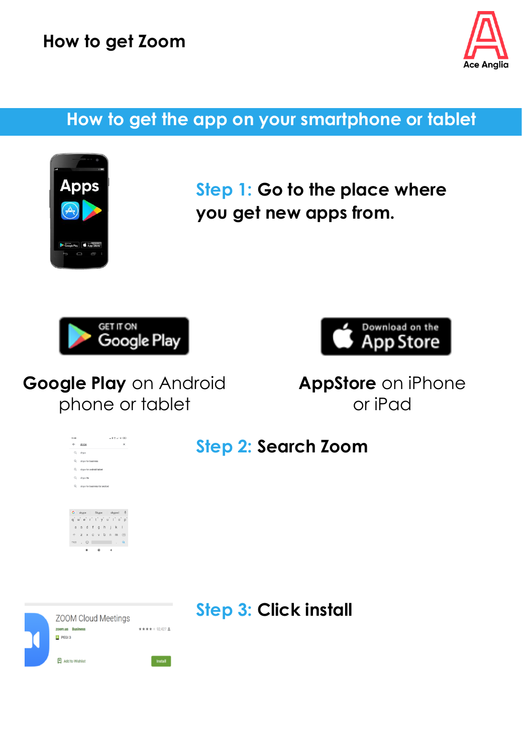# How to get Zoom

## How to get the app on your smartphone or tablet

**Step 1: Go to the place where you get new apps from.**

**Google Play** on Android phone or tablet

**AppStore** on iPhone or iPad

**Step 2: Search Zoom**

**Step 3: Click install**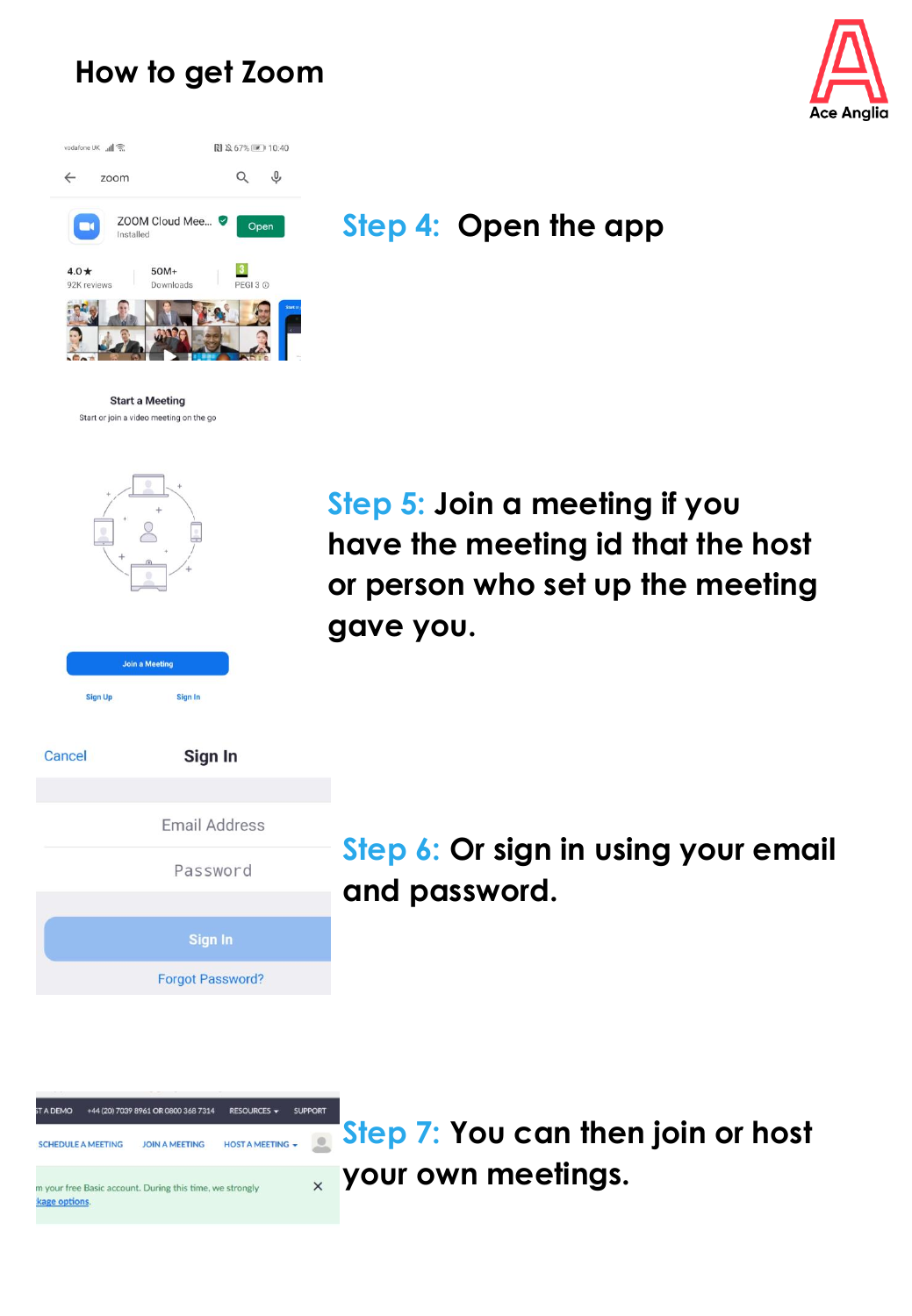# How to get Zoom

Ace Anglia

**Step 4:** Open the app

**Step 5:** Join a meeting if you have the meeting id that the host or person who set up the meeting gave you.

**Step 6:** Or sign in using your email and password.

**Step 7:** You can then join or host your own meetings.